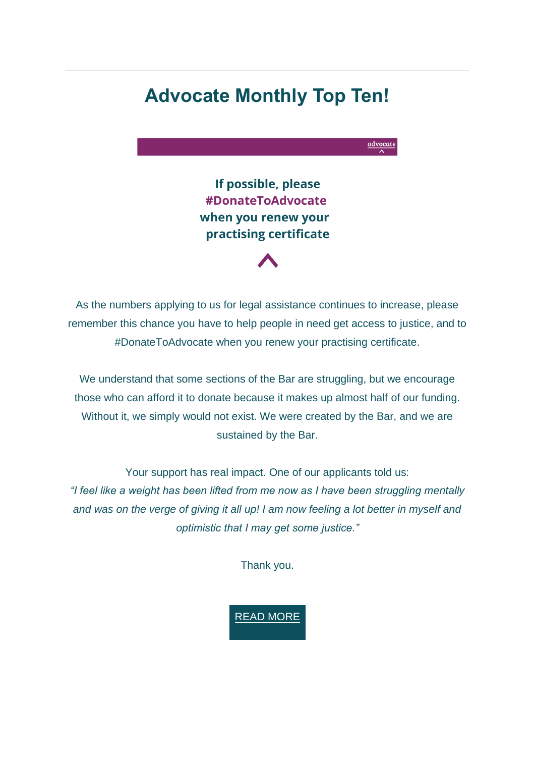# Advocate Monthly Top Ten!

advocate

**If possible, please #DonateToAdvocate when you renew your practising certificate**

As the numbers applying to us for legal assistance continues to increase, please remember this chance you have to help people in need get access to justice, and to #DonateToAdvocate when you renew your practising certificate.

We understand that some sections of the Bar are struggling, but we encourage those who can afford it to donate because it makes up almost half of our funding. Without it, we simply would not exist. We were created by the Bar, and we are sustained by the Bar.

Your support has real impact. One of our applicants told us:
*"I feel like a weight has been lifted from me now as I have been struggling mentally and was on the verge of giving it all up! I am now feeling a lot better in myself and optimistic that I may get some justice."*

Thank you.

READ MORE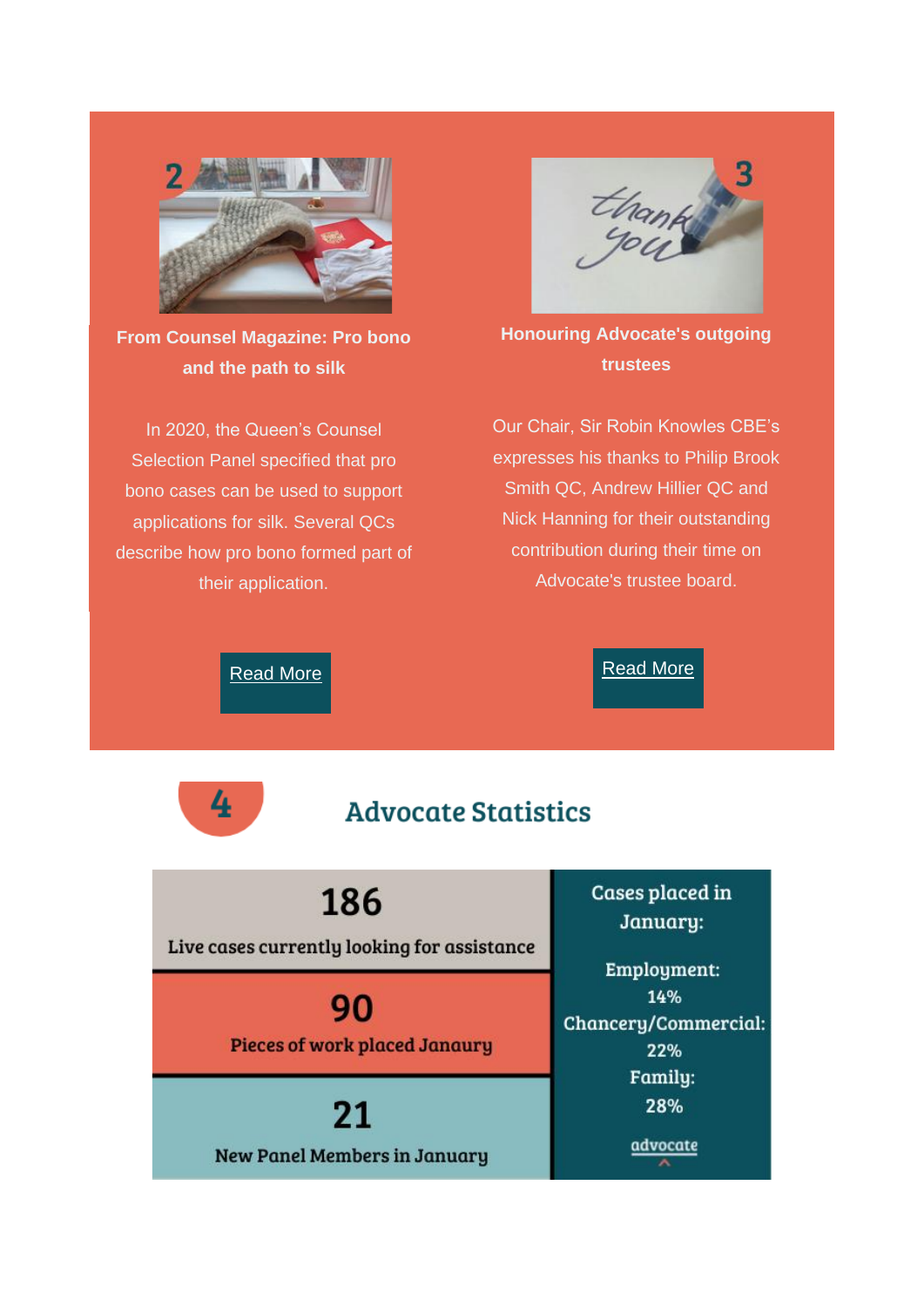2

## From Counsel Magazine: Pro bono and the path to silk

In 2020, the Queen's Counsel Selection Panel specified that pro bono cases can be used to support applications for silk. Several QCs describe how pro bono formed part of their application.

Read More

3

## Honouring Advocate's outgoing trustees

Our Chair, Sir Robin Knowles CBE's expresses his thanks to Philip Brook Smith QC, Andrew Hillier QC and Nick Hanning for their outstanding contribution during their time on Advocate's trustee board.

Read More

4

## Advocate Statistics

**186**
Live cases currently looking for assistance

**90**
Pieces of work placed Janaury

**21**
New Panel Members in January

Cases placed in January:

Employment: 14%
Chancery/Commercial: 22%
Family: 28%

advocate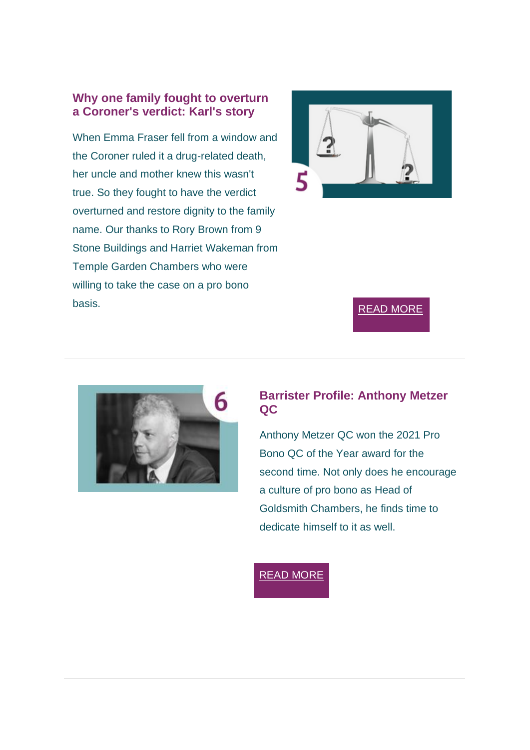## Why one family fought to overturn a Coroner's verdict: Karl's story

When Emma Fraser fell from a window and the Coroner ruled it a drug-related death, her uncle and mother knew this wasn't true. So they fought to have the verdict overturned and restore dignity to the family name. Our thanks to Rory Brown from 9 Stone Buildings and Harriet Wakeman from Temple Garden Chambers who were willing to take the case on a pro bono basis.

READ MORE

---

## Barrister Profile: Anthony Metzer QC

Anthony Metzer QC won the 2021 Pro Bono QC of the Year award for the second time. Not only does he encourage a culture of pro bono as Head of Goldsmith Chambers, he finds time to dedicate himself to it as well.

READ MORE

---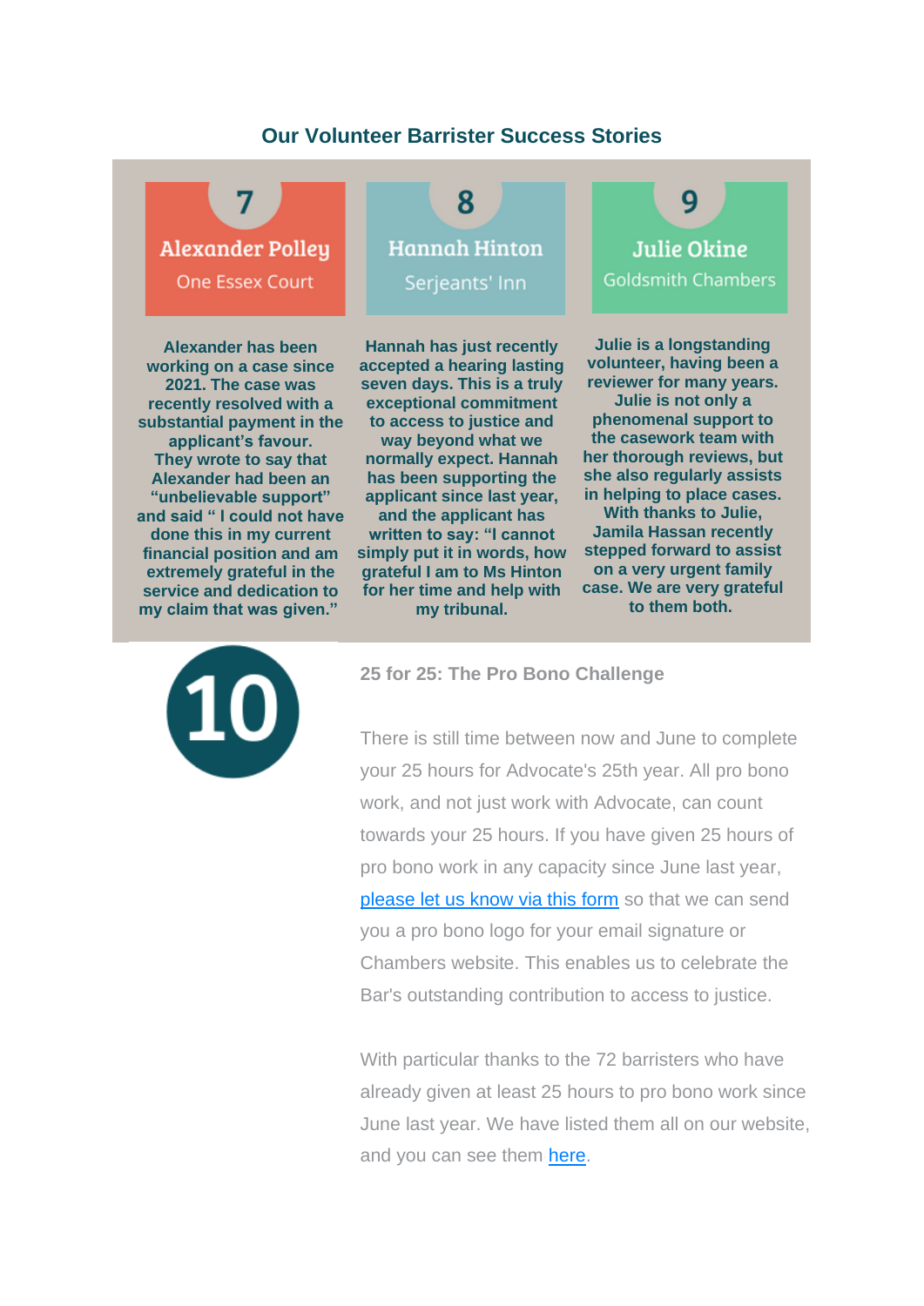## Our Volunteer Barrister Success Stories

### 7

**Alexander Polley**

One Essex Court

**Alexander has been working on a case since 2021. The case was recently resolved with a substantial payment in the applicant's favour. They wrote to say that Alexander had been an "unbelievable support" and said " I could not have done this in my current financial position and am extremely grateful in the service and dedication to my claim that was given."**

### 8

**Hannah Hinton**

Serjeants' Inn

**Hannah has just recently accepted a hearing lasting seven days. This is a truly exceptional commitment to access to justice and way beyond what we normally expect. Hannah has been supporting the applicant since last year, and the applicant has written to say: "I cannot simply put it in words, how grateful I am to Ms Hinton for her time and help with my tribunal.**

### 9

**Julie Okine**

Goldsmith Chambers

**Julie is a longstanding volunteer, having been a reviewer for many years. Julie is not only a phenomenal support to the casework team with her thorough reviews, but she also regularly assists in helping to place cases. With thanks to Julie, Jamila Hassan recently stepped forward to assist on a very urgent family case. We are very grateful to them both.**

### 10

**25 for 25: The Pro Bono Challenge**

There is still time between now and June to complete your 25 hours for Advocate's 25th year. All pro bono work, and not just work with Advocate, can count towards your 25 hours. If you have given 25 hours of pro bono work in any capacity since June last year, [please let us know via this form] so that we can send you a pro bono logo for your email signature or Chambers website. This enables us to celebrate the Bar's outstanding contribution to access to justice.

With particular thanks to the 72 barristers who have already given at least 25 hours to pro bono work since June last year. We have listed them all on our website, and you can see them [here].